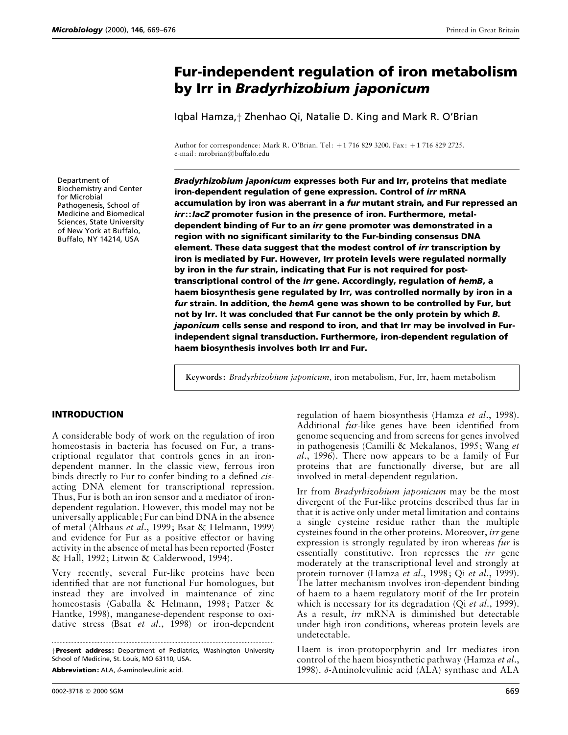# Fur-independent regulation of iron metabolism by Irr in *Bradyrhizobium japonicum*

Iqbal Hamza,† Zhenhao Qi, Natalie D. King and Mark R. O'Brian

Author for correspondence: Mark R. O'Brian. Tel: +1 716 829 3200. Fax: +1 716 829 2725. e-mail: mrobrian@buffalo.edu

Department of Biochemistry and Center for Microbial Pathogenesis, School of Medicine and Biomedical Sciences, State University of New York at Buffalo, Buffalo, NY 14214, USA

***Bradyrhizobium japonicum*** **expresses both Fur and Irr, proteins that mediate iron-dependent regulation of gene expression. Control of** ***irr*** **mRNA accumulation by iron was aberrant in a** ***fur*** **mutant strain, and Fur repressed an** ***irr*::*lacZ*** **promoter fusion in the presence of iron. Furthermore, metal-dependent binding of Fur to an** ***irr*** **gene promoter was demonstrated in a region with no significant similarity to the Fur-binding consensus DNA element. These data suggest that the modest control of** ***irr*** **transcription by iron is mediated by Fur. However, Irr protein levels were regulated normally by iron in the** ***fur*** **strain, indicating that Fur is not required for post-transcriptional control of the** ***irr*** **gene. Accordingly, regulation of** ***hemB*****, a haem biosynthesis gene regulated by Irr, was controlled normally by iron in a** ***fur*** **strain. In addition, the** ***hemA*** **gene was shown to be controlled by Fur, but not by Irr. It was concluded that Fur cannot be the only protein by which** ***B. japonicum*** **cells sense and respond to iron, and that Irr may be involved in Fur-independent signal transduction. Furthermore, iron-dependent regulation of haem biosynthesis involves both Irr and Fur.**

**Keywords:** *Bradyrhizobium japonicum*, iron metabolism, Fur, Irr, haem metabolism

## INTRODUCTION

A considerable body of work on the regulation of iron homeostasis in bacteria has focused on Fur, a transcriptional regulator that controls genes in an iron-dependent manner. In the classic view, ferrous iron binds directly to Fur to confer binding to a defined *cis*-acting DNA element for transcriptional repression. Thus, Fur is both an iron sensor and a mediator of iron-dependent regulation. However, this model may not be universally applicable; Fur can bind DNA in the absence of metal (Althaus *et al*., 1999; Bsat & Helmann, 1999) and evidence for Fur as a positive effector or having activity in the absence of metal has been reported (Foster & Hall, 1992; Litwin & Calderwood, 1994).

Very recently, several Fur-like proteins have been identified that are not functional Fur homologues, but instead they are involved in maintenance of zinc homeostasis (Gaballa & Helmann, 1998; Patzer & Hantke, 1998), manganese-dependent response to oxidative stress (Bsat *et al*., 1998) or iron-dependent regulation of haem biosynthesis (Hamza *et al*., 1998). Additional *fur*-like genes have been identified from genome sequencing and from screens for genes involved in pathogenesis (Camilli & Mekalanos, 1995; Wang *et al*., 1996). There now appears to be a family of Fur proteins that are functionally diverse, but are all involved in metal-dependent regulation.

Irr from *Bradyrhizobium japonicum* may be the most divergent of the Fur-like proteins described thus far in that it is active only under metal limitation and contains a single cysteine residue rather than the multiple cysteines found in the other proteins. Moreover, *irr* gene expression is strongly regulated by iron whereas *fur* is essentially constitutive. Iron represses the *irr* gene moderately at the transcriptional level and strongly at protein turnover (Hamza *et al*., 1998; Qi *et al*., 1999). The latter mechanism involves iron-dependent binding of haem to a haem regulatory motif of the Irr protein which is necessary for its degradation (Qi *et al*., 1999). As a result, *irr* mRNA is diminished but detectable under high iron conditions, whereas protein levels are undetectable.

Haem is iron-protoporphyrin and Irr mediates iron control of the haem biosynthetic pathway (Hamza *et al*., 1998). δ-Aminolevulinic acid (ALA) synthase and ALA

†**Present address:** Department of Pediatrics, Washington University School of Medicine, St. Louis, MO 63110, USA.

**Abbreviation:** ALA, δ-aminolevulinic acid.

0002-3718 © 2000 SGM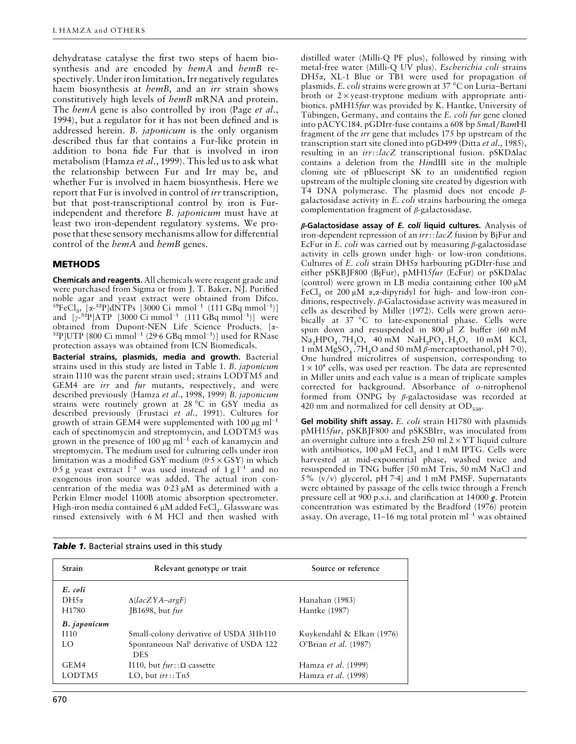dehydratase catalyse the first two steps of haem biosynthesis and are encoded by *hemA* and *hemB* respectively. Under iron limitation, Irr negatively regulates haem biosynthesis at *hemB*, and an *irr* strain shows constitutively high levels of *hemB* mRNA and protein. The *hemA* gene is also controlled by iron (Page *et al*., 1994), but a regulator for it has not been defined and is addressed herein. *B. japonicum* is the only organism described thus far that contains a Fur-like protein in addition to bona fide Fur that is involved in iron metabolism (Hamza *et al*., 1999). This led us to ask what the relationship between Fur and Irr may be, and whether Fur is involved in haem biosynthesis. Here we report that Fur is involved in control of *irr* transcription, but that post-transcriptional control by iron is Fur-independent and therefore *B. japonicum* must have at least two iron-dependent regulatory systems. We propose that these sensory mechanisms allow for differential control of the *hemA* and *hemB* genes.

## METHODS

**Chemicals and reagents.** All chemicals were reagent grade and were purchased from Sigma or from J. T. Baker, NJ. Purified noble agar and yeast extract were obtained from Difco. $^{59}FeCl_3$, [$\alpha$-$^{32}$P]dNTPs [3000 Ci mmol$^{-1}$ (111 GBq mmol$^{-1}$)] and [$\gamma$-$^{32}$P]ATP [3000 Ci mmol$^{-1}$ (111 GBq mmol$^{-1}$)] were obtained from Dupont-NEN Life Science Products. [$\alpha$-$^{32}$P]UTP [800 Ci mmol$^{-1}$ (29·6 GBq mmol$^{-1}$)] used for RNase protection assays was obtained from ICN Biomedicals.

**Bacterial strains, plasmids, media and growth.** Bacterial strains used in this study are listed in Table 1. *B. japonicum* strain I110 was the parent strain used; strains LODTM5 and GEM4 are *irr* and *fur* mutants, respectively, and were described previously (Hamza *et al*., 1998, 1999) *B. japonicum* strains were routinely grown at 28 °C in GSY media as described previously (Frustaci *et al*., 1991). Cultures for growth of strain GEM4 were supplemented with 100 μg ml$^{-1}$ each of spectinomycin and streptomycin, and LODTM5 was grown in the presence of 100 μg ml$^{-1}$ each of kanamycin and streptomycin. The medium used for culturing cells under iron limitation was a modified GSY medium (0·5 × GSY) in which 0·5 g yeast extract l$^{-1}$ was used instead of 1 g l$^{-1}$ and no exogenous iron source was added. The actual iron concentration of the media was 0·23 μM as determined with a Perkin Elmer model 1100B atomic absorption spectrometer. High-iron media contained 6 μM added $FeCl_3$. Glassware was rinsed extensively with 6 M HCl and then washed with distilled water (Milli-Q PF plus), followed by rinsing with metal-free water (Milli-Q UV plus). *Escherichia coli* strains DH5α, XL-1 Blue or TB1 were used for propagation of plasmids. *E. coli* strains were grown at 37 °C on Luria–Bertani broth or 2 × yeast-tryptone medium with appropriate antibiotics. pMH15*fur* was provided by K. Hantke, University of Tübingen, Germany, and contains the *E. coli fur* gene cloned into pACYC184. pGDIrr-fuse contains a 608 bp *Sma*I/*Bam*HI fragment of the *irr* gene that includes 175 bp upstream of the transcription start site cloned into pGD499 (Ditta *et al*., 1985), resulting in an *irr*::*lacZ* transcriptional fusion. pSKDΔlac contains a deletion from the *Hin*dIII site in the multiple cloning site of pBluescript SK to an unidentified region upstream of the multiple cloning site created by digestion with T4 DNA polymerase. The plasmid does not encode β-galactosidase activity in *E. coli* strains harbouring the omega complementation fragment of β-galactosidase.

***β*-Galactosidase assay of *E. coli* liquid cultures.** Analysis of iron-dependent repression of an *irr*::*lacZ* fusion by BjFur and EcFur in *E. coli* was carried out by measuring β-galactosidase activity in cells grown under high- or low-iron conditions. Cultures of *E. coli* strain DH5α harbouring pGDIrr-fuse and either pSKBJF800 (BjFur), pMH15*fur* (EcFur) or pSKDΔlac (control) were grown in LB media containing either 100 μM $FeCl_3$ or 200 μM α,α-dipyridyl for high- and low-iron conditions, respectively. β-Galactosidase activity was measured in cells as described by Miller (1972). Cells were grown aerobically at 37 °C to late-exponential phase. Cells were spun down and resuspended in 800 μl Z buffer (60 mM $Na_2HPO_4 . 7H_2O$, 40 mM $NaH_2PO_4 . H_2O$, 10 mM KCl, 1 mM $MgSO_4 . 7H_2O$ and 50 mM β-mercaptoethanol, pH 7·0). One hundred microlitres of suspension, corresponding to $1 \times 10^8$ cells, was used per reaction. The data are represented in Miller units and each value is a mean of triplicate samples corrected for background. Absorbance of *o*-nitrophenol formed from ONPG by β-galactosidase was recorded at 420 nm and normalized for cell density at $OD_{550}$.

**Gel mobility shift assay.** *E. coli* strain H1780 with plasmids pMH15*fur*, pSKBJF800 and pSKSBIrr, was inoculated from an overnight culture into a fresh 250 ml 2 × YT liquid culture with antibiotics, 100 μM $FeCl_3$ and 1 mM IPTG. Cells were harvested at mid-exponential phase, washed twice and resuspended in TNG buffer [50 mM Tris, 50 mM NaCl and 5% (v/v) glycerol, pH 7·4] and 1 mM PMSF. Supernatants were obtained by passage of the cells twice through a French pressure cell at 900 p.s.i. and clarification at 14000 ***g***. Protein concentration was estimated by the Bradford (1976) protein assay. On average, 11–16 mg total protein ml$^{-1}$ was obtained

***Table 1.*** Bacterial strains used in this study

| Strain | Relevant genotype or trait | Source or reference |
|---|---|---|
| ***E. coli*** | | |
| DH5α | Δ(*lacZYA*–*argF*) | Hanahan (1983) |
| H1780 | JB1698, but *fur* | Hantke (1987) |
| ***B. japonicum*** | | |
| I110 | Small-colony derivative of USDA 3I1b110 | Kuykendahl & Elkan (1976) |
| LO | Spontaneous Nal$^r$ derivative of USDA 122 DES | O'Brian *et al*. (1987) |
| GEM4 | I110, but *fur*::Ω cassette | Hamza *et al*. (1999) |
| LODTM5 | LO, but *irr*::Tn5 | Hamza *et al*. (1998) |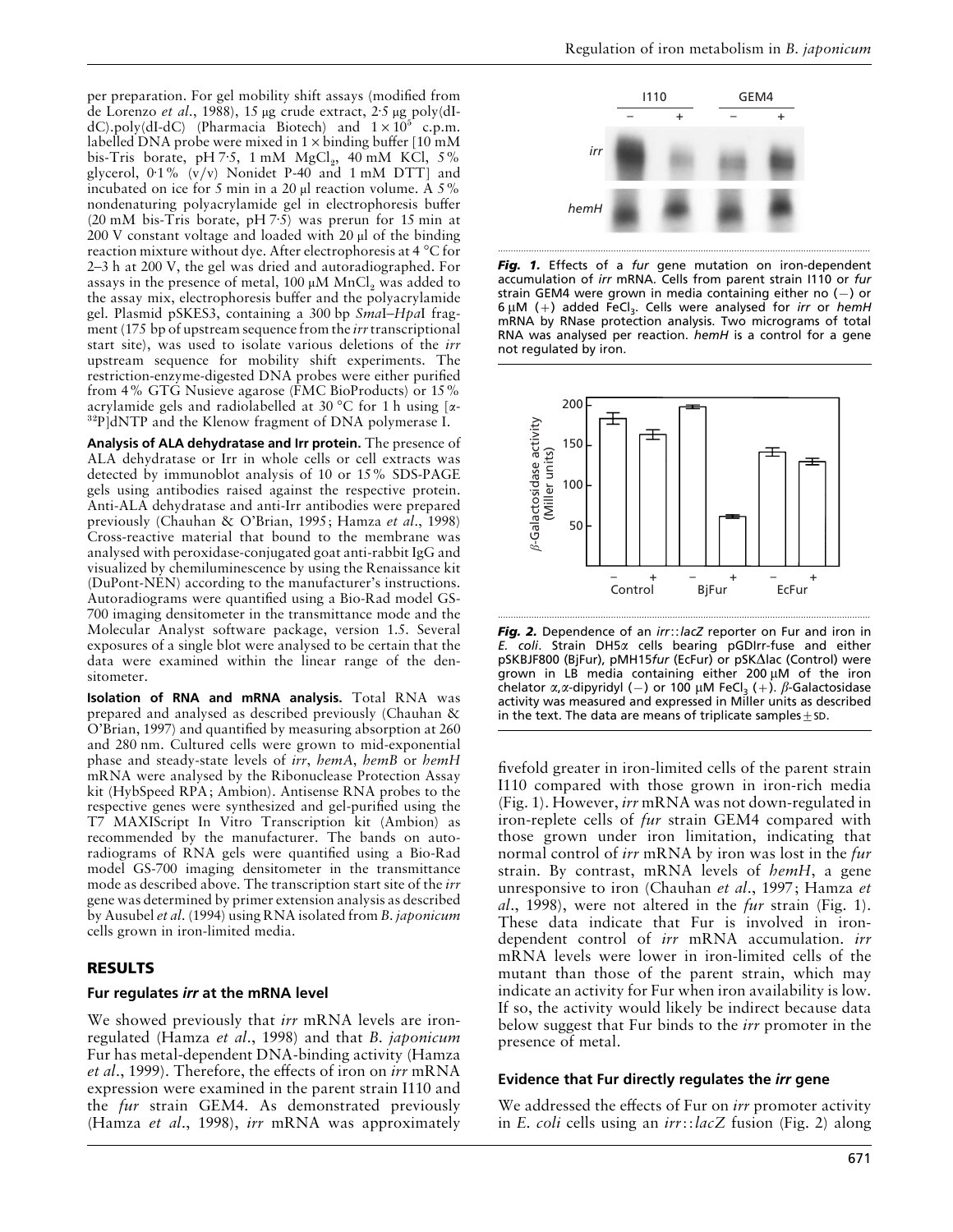per preparation. For gel mobility shift assays (modified from de Lorenzo *et al*., 1988), 15 µg crude extract, 2·5 µg poly(dI-dC).poly(dI-dC) (Pharmacia Biotech) and $1 \times 10^5$ c.p.m. labelled DNA probe were mixed in 1 × binding buffer [10 mM bis-Tris borate, pH 7·5, 1 mM $MgCl_2$, 40 mM KCl, 5% glycerol, 0·1% (v/v) Nonidet P-40 and 1 mM DTT] and incubated on ice for 5 min in a 20 µl reaction volume. A 5% nondenaturing polyacrylamide gel in electrophoresis buffer (20 mM bis-Tris borate, pH 7·5) was prerun for 15 min at 200 V constant voltage and loaded with 20 µl of the binding reaction mixture without dye. After electrophoresis at 4 °C for 2–3 h at 200 V, the gel was dried and autoradiographed. For assays in the presence of metal, 100 µM $MnCl_2$ was added to the assay mix, electrophoresis buffer and the polyacrylamide gel. Plasmid pSKES3, containing a 300 bp *Sma*I–*Hpa*I fragment (175 bp of upstream sequence from the *irr* transcriptional start site), was used to isolate various deletions of the *irr* upstream sequence for mobility shift experiments. The restriction-enzyme-digested DNA probes were either purified from 4% GTG Nusieve agarose (FMC BioProducts) or 15% acrylamide gels and radiolabelled at 30 °C for 1 h using [α-$^{32}$P]dNTP and the Klenow fragment of DNA polymerase I.

**Analysis of ALA dehydratase and Irr protein.** The presence of ALA dehydratase or Irr in whole cells or cell extracts was detected by immunoblot analysis of 10 or 15% SDS-PAGE gels using antibodies raised against the respective protein. Anti-ALA dehydratase and anti-Irr antibodies were prepared previously (Chauhan & O'Brian, 1995; Hamza *et al*., 1998) Cross-reactive material that bound to the membrane was analysed with peroxidase-conjugated goat anti-rabbit IgG and visualized by chemiluminescence by using the Renaissance kit (DuPont-NEN) according to the manufacturer's instructions. Autoradiograms were quantified using a Bio-Rad model GS-700 imaging densitometer in the transmittance mode and the Molecular Analyst software package, version 1.5. Several exposures of a single blot were analysed to be certain that the data were examined within the linear range of the densitometer.

**Isolation of RNA and mRNA analysis.** Total RNA was prepared and analysed as described previously (Chauhan & O'Brian, 1997) and quantified by measuring absorption at 260 and 280 nm. Cultured cells were grown to mid-exponential phase and steady-state levels of *irr*, *hemA*, *hemB* or *hemH* mRNA were analysed by the Ribonuclease Protection Assay kit (HybSpeed RPA; Ambion). Antisense RNA probes to the respective genes were synthesized and gel-purified using the T7 MAXIScript In Vitro Transcription kit (Ambion) as recommended by the manufacturer. The bands on autoradiograms of RNA gels were quantified using a Bio-Rad model GS-700 imaging densitometer in the transmittance mode as described above. The transcription start site of the *irr* gene was determined by primer extension analysis as described by Ausubel *et al*. (1994) using RNA isolated from *B. japonicum* cells grown in iron-limited media.

## RESULTS

### Fur regulates *irr* at the mRNA level

We showed previously that *irr* mRNA levels are iron-regulated (Hamza *et al*., 1998) and that *B. japonicum* Fur has metal-dependent DNA-binding activity (Hamza *et al*., 1999). Therefore, the effects of iron on *irr* mRNA expression were examined in the parent strain I110 and the *fur* strain GEM4. As demonstrated previously (Hamza *et al*., 1998), *irr* mRNA was approximately fivefold greater in iron-limited cells of the parent strain I110 compared with those grown in iron-rich media (Fig. 1). However, *irr* mRNA was not down-regulated in iron-replete cells of *fur* strain GEM4 compared with those grown under iron limitation, indicating that normal control of *irr* mRNA by iron was lost in the *fur* strain. By contrast, mRNA levels of *hemH*, a gene unresponsive to iron (Chauhan *et al*., 1997; Hamza *et al*., 1998), were not altered in the *fur* strain (Fig. 1). These data indicate that Fur is involved in iron-dependent control of *irr* mRNA accumulation. *irr* mRNA levels were lower in iron-limited cells of the mutant than those of the parent strain, which may indicate an activity for Fur when iron availability is low. If so, the activity would likely be indirect because data below suggest that Fur binds to the *irr* promoter in the presence of metal.

**Fig. 1.** Effects of a *fur* gene mutation on iron-dependent accumulation of *irr* mRNA. Cells from parent strain I110 or *fur* strain GEM4 were grown in media containing either no (−) or 6 µM (+) added $FeCl_3$. Cells were analysed for *irr* or *hemH* mRNA by RNase protection analysis. Two micrograms of total RNA was analysed per reaction. *hemH* is a control for a gene not regulated by iron.

**Fig. 2.** Dependence of an *irr*::*lacZ* reporter on Fur and iron in *E. coli*. Strain DH5α cells bearing pGDIrr-fuse and either pSKBJF800 (BjFur), pMH15*fur* (EcFur) or pSKΔlac (Control) were grown in LB media containing either 200 µM of the iron chelator α,α-dipyridyl (−) or 100 µM $FeCl_3$ (+). β-Galactosidase activity was measured and expressed in Miller units as described in the text. The data are means of triplicate samples ± SD.

### Evidence that Fur directly regulates the *irr* gene

We addressed the effects of Fur on *irr* promoter activity in *E. coli* cells using an *irr*::*lacZ* fusion (Fig. 2) along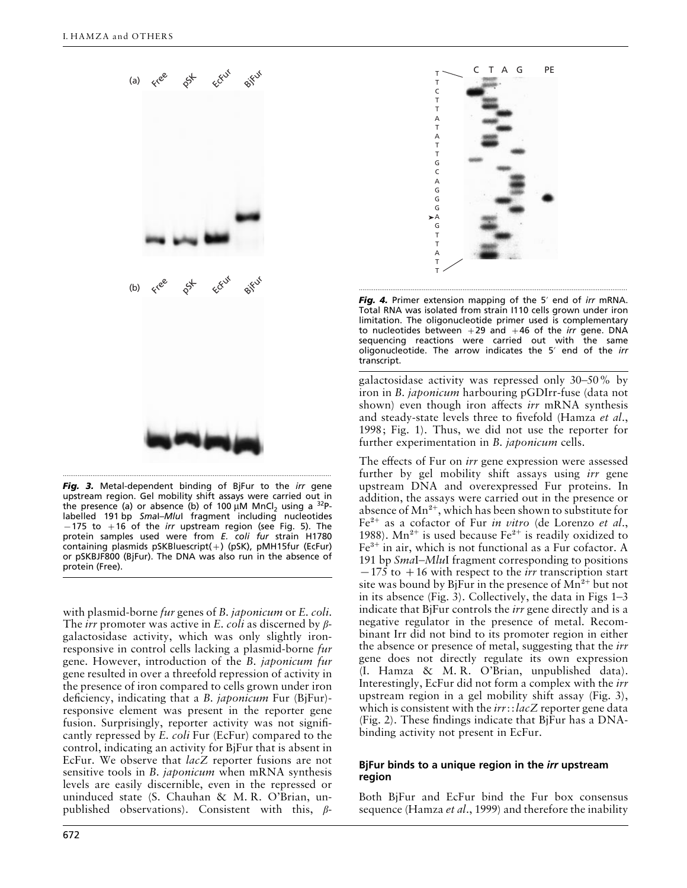***Fig. 3.*** Metal-dependent binding of BjFur to the *irr* gene upstream region. Gel mobility shift assays were carried out in the presence (a) or absence (b) of 100 μM $MnCl_2$ using a $^{32}P$-labelled 191 bp *Sma*I–*Mlu*I fragment including nucleotides −175 to +16 of the *irr* upstream region (see Fig. 5). The protein samples used were from *E. coli fur* strain H1780 containing plasmids pSKBluescript(+) (pSK), pMH15fur (EcFur) or pSKBJF800 (BjFur). The DNA was also run in the absence of protein (Free).

***Fig. 4.*** Primer extension mapping of the 5′ end of *irr* mRNA. Total RNA was isolated from strain I110 cells grown under iron limitation. The oligonucleotide primer used is complementary to nucleotides between +29 and +46 of the *irr* gene. DNA sequencing reactions were carried out with the same oligonucleotide. The arrow indicates the 5′ end of the *irr* transcript.

with plasmid-borne *fur* genes of *B. japonicum* or *E. coli*. The *irr* promoter was active in *E. coli* as discerned by β-galactosidase activity, which was only slightly iron-responsive in control cells lacking a plasmid-borne *fur* gene. However, introduction of the *B. japonicum fur* gene resulted in over a threefold repression of activity in the presence of iron compared to cells grown under iron deficiency, indicating that a *B. japonicum* Fur (BjFur)-responsive element was present in the reporter gene fusion. Surprisingly, reporter activity was not significantly repressed by *E. coli* Fur (EcFur) compared to the control, indicating an activity for BjFur that is absent in EcFur. We observe that *lacZ* reporter fusions are not sensitive tools in *B. japonicum* when mRNA synthesis levels are easily discernible, even in the repressed or uninduced state (S. Chauhan & M. R. O'Brian, unpublished observations). Consistent with this, β-galactosidase activity was repressed only 30–50% by iron in *B. japonicum* harbouring pGDIrr-fuse (data not shown) even though iron affects *irr* mRNA synthesis and steady-state levels three to fivefold (Hamza *et al.*, 1998; Fig. 1). Thus, we did not use the reporter for further experimentation in *B. japonicum* cells.

The effects of Fur on *irr* gene expression were assessed further by gel mobility shift assays using *irr* gene upstream DNA and overexpressed Fur proteins. In addition, the assays were carried out in the presence or absence of $Mn^{2+}$, which has been shown to substitute for $Fe^{2+}$ as a cofactor of Fur *in vitro* (de Lorenzo *et al.*, 1988). $Mn^{2+}$ is used because $Fe^{2+}$ is readily oxidized to $Fe^{3+}$ in air, which is not functional as a Fur cofactor. A 191 bp *Sma*I–*Mlu*I fragment corresponding to positions −175 to +16 with respect to the *irr* transcription start site was bound by BjFur in the presence of $Mn^{2+}$ but not in its absence (Fig. 3). Collectively, the data in Figs 1–3 indicate that BjFur controls the *irr* gene directly and is a negative regulator in the presence of metal. Recombinant Irr did not bind to its promoter region in either the absence or presence of metal, suggesting that the *irr* gene does not directly regulate its own expression (I. Hamza & M. R. O'Brian, unpublished data). Interestingly, EcFur did not form a complex with the *irr* upstream region in a gel mobility shift assay (Fig. 3), which is consistent with the *irr*::*lacZ* reporter gene data (Fig. 2). These findings indicate that BjFur has a DNA-binding activity not present in EcFur.

### BjFur binds to a unique region in the *irr* upstream region

Both BjFur and EcFur bind the Fur box consensus sequence (Hamza *et al.*, 1999) and therefore the inability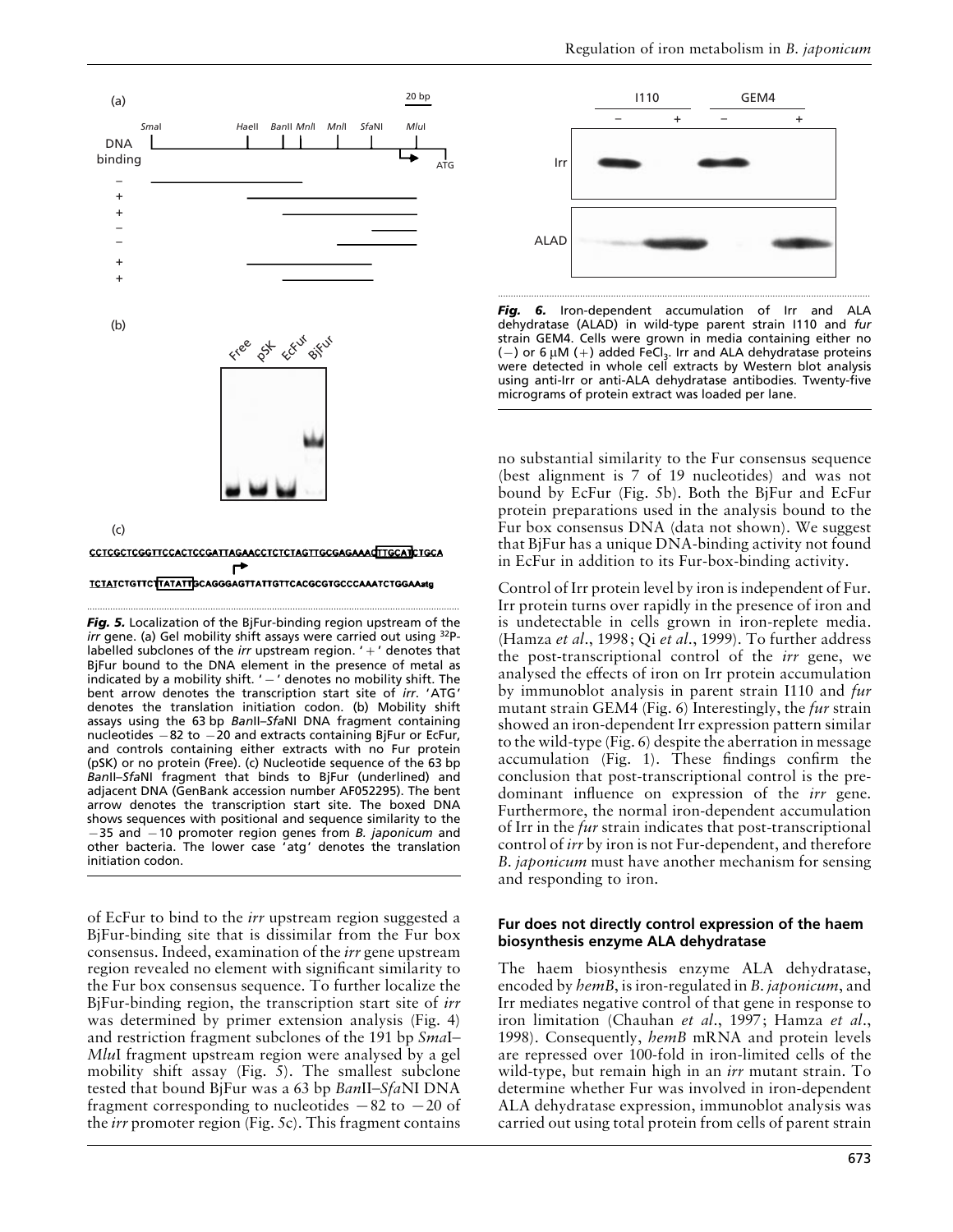**Fig. 5.** Localization of the BjFur-binding region upstream of the *irr* gene. (a) Gel mobility shift assays were carried out using $^{32}$P-labelled subclones of the *irr* upstream region. '+' denotes that BjFur bound to the DNA element in the presence of metal as indicated by a mobility shift. '−' denotes no mobility shift. The bent arrow denotes the transcription start site of *irr*. 'ATG' denotes the translation initiation codon. (b) Mobility shift assays using the 63 bp *Ban*II–*Sfa*NI DNA fragment containing nucleotides −82 to −20 and extracts containing BjFur or EcFur, and controls containing either extracts with no Fur protein (pSK) or no protein (Free). (c) Nucleotide sequence of the 63 bp *Ban*II–*Sfa*NI fragment that binds to BjFur (underlined) and adjacent DNA (GenBank accession number AF052295). The bent arrow denotes the transcription start site. The boxed DNA shows sequences with positional and sequence similarity to the −35 and −10 promoter region genes from *B. japonicum* and other bacteria. The lower case 'atg' denotes the translation initiation codon.

of EcFur to bind to the *irr* upstream region suggested a BjFur-binding site that is dissimilar from the Fur box consensus. Indeed, examination of the *irr* gene upstream region revealed no element with significant similarity to the Fur box consensus sequence. To further localize the BjFur-binding region, the transcription start site of *irr* was determined by primer extension analysis (Fig. 4) and restriction fragment subclones of the 191 bp *Sma*I–*Mlu*I fragment upstream region were analysed by a gel mobility shift assay (Fig. 5). The smallest subclone tested that bound BjFur was a 63 bp *Ban*II–*Sfa*NI DNA fragment corresponding to nucleotides −82 to −20 of the *irr* promoter region (Fig. 5c). This fragment contains no substantial similarity to the Fur consensus sequence (best alignment is 7 of 19 nucleotides) and was not bound by EcFur (Fig. 5b). Both the BjFur and EcFur protein preparations used in the analysis bound to the Fur box consensus DNA (data not shown). We suggest that BjFur has a unique DNA-binding activity not found in EcFur in addition to its Fur-box-binding activity.

Control of Irr protein level by iron is independent of Fur. Irr protein turns over rapidly in the presence of iron and is undetectable in cells grown in iron-replete media. (Hamza *et al*., 1998; Qi *et al*., 1999). To further address the post-transcriptional control of the *irr* gene, we analysed the effects of iron on Irr protein accumulation by immunoblot analysis in parent strain I110 and *fur* mutant strain GEM4 (Fig. 6) Interestingly, the *fur* strain showed an iron-dependent Irr expression pattern similar to the wild-type (Fig. 6) despite the aberration in message accumulation (Fig. 1). These findings confirm the conclusion that post-transcriptional control is the predominant influence on expression of the *irr* gene. Furthermore, the normal iron-dependent accumulation of Irr in the *fur* strain indicates that post-transcriptional control of *irr* by iron is not Fur-dependent, and therefore *B. japonicum* must have another mechanism for sensing and responding to iron.

**Fig. 6.** Iron-dependent accumulation of Irr and ALA dehydratase (ALAD) in wild-type parent strain I110 and *fur* strain GEM4. Cells were grown in media containing either no (−) or 6 μM (+) added $FeCl_3$. Irr and ALA dehydratase proteins were detected in whole cell extracts by Western blot analysis using anti-Irr or anti-ALA dehydratase antibodies. Twenty-five micrograms of protein extract was loaded per lane.

### Fur does not directly control expression of the haem biosynthesis enzyme ALA dehydratase

The haem biosynthesis enzyme ALA dehydratase, encoded by *hemB*, is iron-regulated in *B. japonicum*, and Irr mediates negative control of that gene in response to iron limitation (Chauhan *et al*., 1997; Hamza *et al*., 1998). Consequently, *hemB* mRNA and protein levels are repressed over 100-fold in iron-limited cells of the wild-type, but remain high in an *irr* mutant strain. To determine whether Fur was involved in iron-dependent ALA dehydratase expression, immunoblot analysis was carried out using total protein from cells of parent strain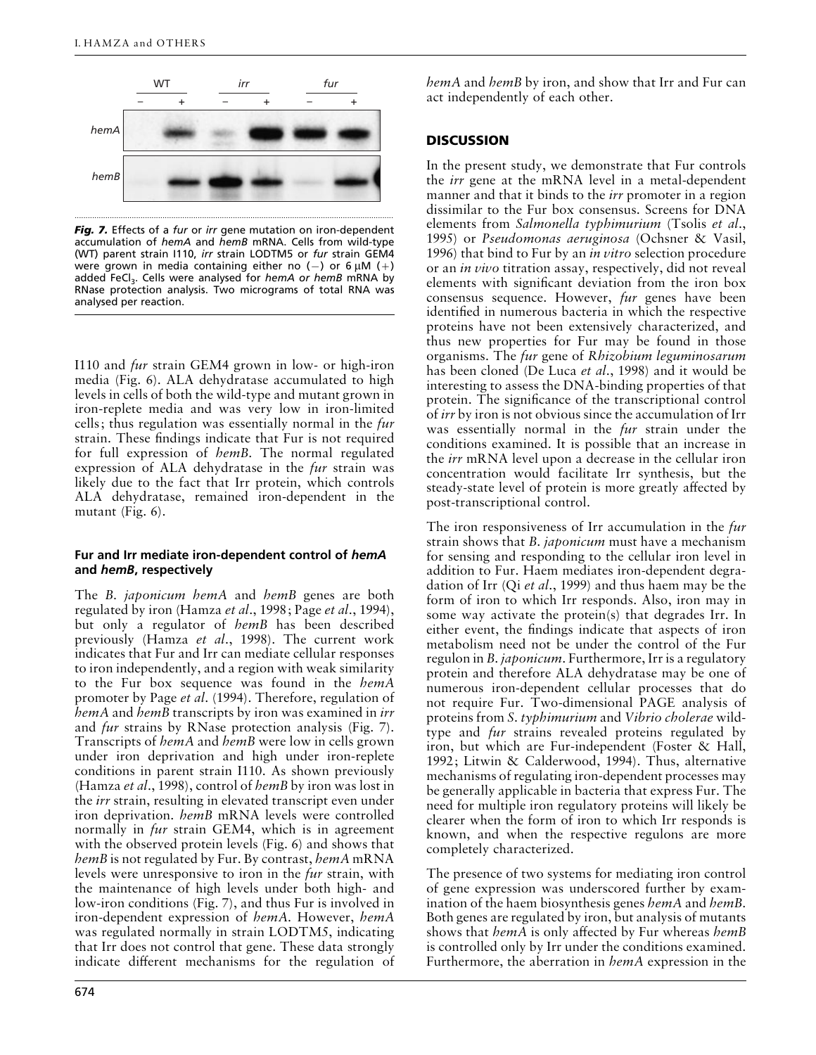*Fig. 7.* Effects of a *fur* or *irr* gene mutation on iron-dependent accumulation of *hemA* and *hemB* mRNA. Cells from wild-type (WT) parent strain I110, *irr* strain LODTM5 or *fur* strain GEM4 were grown in media containing either no (−) or 6 μM (+) added $FeCl_3$. Cells were analysed for *hemA or hemB* mRNA by RNase protection analysis. Two micrograms of total RNA was analysed per reaction.

I110 and *fur* strain GEM4 grown in low- or high-iron media (Fig. 6). ALA dehydratase accumulated to high levels in cells of both the wild-type and mutant grown in iron-replete media and was very low in iron-limited cells; thus regulation was essentially normal in the *fur* strain. These findings indicate that Fur is not required for full expression of *hemB*. The normal regulated expression of ALA dehydratase in the *fur* strain was likely due to the fact that Irr protein, which controls ALA dehydratase, remained iron-dependent in the mutant (Fig. 6).

#### Fur and Irr mediate iron-dependent control of *hemA* and *hemB*, respectively

The *B. japonicum hemA* and *hemB* genes are both regulated by iron (Hamza *et al*., 1998; Page *et al*., 1994), but only a regulator of *hemB* has been described previously (Hamza *et al*., 1998). The current work indicates that Fur and Irr can mediate cellular responses to iron independently, and a region with weak similarity to the Fur box sequence was found in the *hemA* promoter by Page *et al*. (1994). Therefore, regulation of *hemA* and *hemB* transcripts by iron was examined in *irr* and *fur* strains by RNase protection analysis (Fig. 7). Transcripts of *hemA* and *hemB* were low in cells grown under iron deprivation and high under iron-replete conditions in parent strain I110. As shown previously (Hamza *et al*., 1998), control of *hemB* by iron was lost in the *irr* strain, resulting in elevated transcript even under iron deprivation. *hemB* mRNA levels were controlled normally in *fur* strain GEM4, which is in agreement with the observed protein levels (Fig. 6) and shows that *hemB* is not regulated by Fur. By contrast, *hemA* mRNA levels were unresponsive to iron in the *fur* strain, with the maintenance of high levels under both high- and low-iron conditions (Fig. 7), and thus Fur is involved in iron-dependent expression of *hemA*. However, *hemA* was regulated normally in strain LODTM5, indicating that Irr does not control that gene. These data strongly indicate different mechanisms for the regulation of *hemA* and *hemB* by iron, and show that Irr and Fur can act independently of each other.

## DISCUSSION

In the present study, we demonstrate that Fur controls the *irr* gene at the mRNA level in a metal-dependent manner and that it binds to the *irr* promoter in a region dissimilar to the Fur box consensus. Screens for DNA elements from *Salmonella typhimurium* (Tsolis *et al*., 1995) or *Pseudomonas aeruginosa* (Ochsner & Vasil, 1996) that bind to Fur by an *in vitro* selection procedure or an *in vivo* titration assay, respectively, did not reveal elements with significant deviation from the iron box consensus sequence. However, *fur* genes have been identified in numerous bacteria in which the respective proteins have not been extensively characterized, and thus new properties for Fur may be found in those organisms. The *fur* gene of *Rhizobium leguminosarum* has been cloned (De Luca *et al*., 1998) and it would be interesting to assess the DNA-binding properties of that protein. The significance of the transcriptional control of *irr* by iron is not obvious since the accumulation of Irr was essentially normal in the *fur* strain under the conditions examined. It is possible that an increase in the *irr* mRNA level upon a decrease in the cellular iron concentration would facilitate Irr synthesis, but the steady-state level of protein is more greatly affected by post-transcriptional control.

The iron responsiveness of Irr accumulation in the *fur* strain shows that *B. japonicum* must have a mechanism for sensing and responding to the cellular iron level in addition to Fur. Haem mediates iron-dependent degradation of Irr (Qi *et al*., 1999) and thus haem may be the form of iron to which Irr responds. Also, iron may in some way activate the protein(s) that degrades Irr. In either event, the findings indicate that aspects of iron metabolism need not be under the control of the Fur regulon in *B. japonicum*. Furthermore, Irr is a regulatory protein and therefore ALA dehydratase may be one of numerous iron-dependent cellular processes that do not require Fur. Two-dimensional PAGE analysis of proteins from *S. typhimurium* and *Vibrio cholerae* wild-type and *fur* strains revealed proteins regulated by iron, but which are Fur-independent (Foster & Hall, 1992; Litwin & Calderwood, 1994). Thus, alternative mechanisms of regulating iron-dependent processes may be generally applicable in bacteria that express Fur. The need for multiple iron regulatory proteins will likely be clearer when the form of iron to which Irr responds is known, and when the respective regulons are more completely characterized.

The presence of two systems for mediating iron control of gene expression was underscored further by examination of the haem biosynthesis genes *hemA* and *hemB*. Both genes are regulated by iron, but analysis of mutants shows that *hemA* is only affected by Fur whereas *hemB* is controlled only by Irr under the conditions examined. Furthermore, the aberration in *hemA* expression in the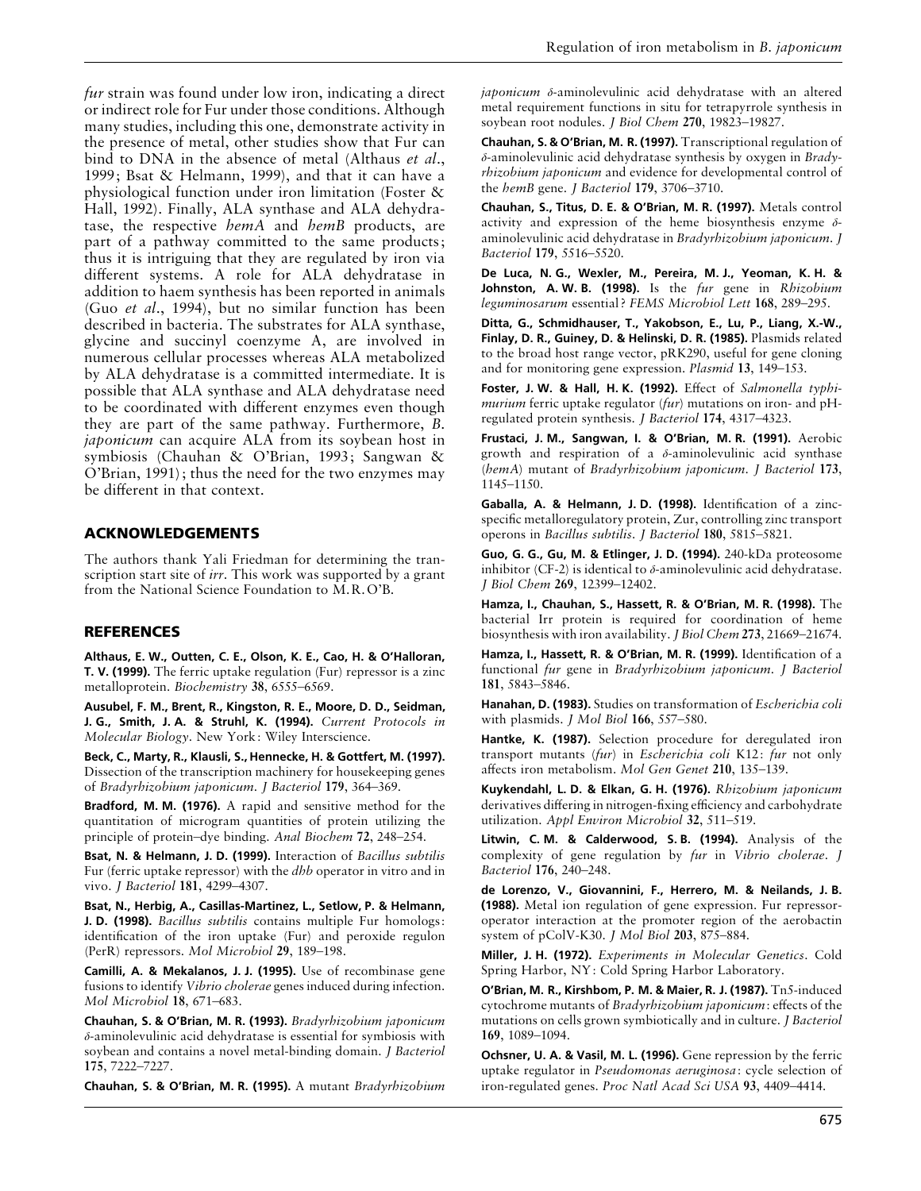*fur* strain was found under low iron, indicating a direct or indirect role for Fur under those conditions. Although many studies, including this one, demonstrate activity in the presence of metal, other studies show that Fur can bind to DNA in the absence of metal (Althaus *et al.*, 1999; Bsat & Helmann, 1999), and that it can have a physiological function under iron limitation (Foster & Hall, 1992). Finally, ALA synthase and ALA dehydratase, the respective *hemA* and *hemB* products, are part of a pathway committed to the same products; thus it is intriguing that they are regulated by iron via different systems. A role for ALA dehydratase in addition to haem synthesis has been reported in animals (Guo *et al.*, 1994), but no similar function has been described in bacteria. The substrates for ALA synthase, glycine and succinyl coenzyme A, are involved in numerous cellular processes whereas ALA metabolized by ALA dehydratase is a committed intermediate. It is possible that ALA synthase and ALA dehydratase need to be coordinated with different enzymes even though they are part of the same pathway. Furthermore, *B. japonicum* can acquire ALA from its soybean host in symbiosis (Chauhan & O'Brian, 1993; Sangwan & O'Brian, 1991); thus the need for the two enzymes may be different in that context.

## ACKNOWLEDGEMENTS

The authors thank Yali Friedman for determining the transcription start site of *irr*. This work was supported by a grant from the National Science Foundation to M.R.O'B.

## REFERENCES

**Althaus, E. W., Outten, C. E., Olson, K. E., Cao, H. & O'Halloran, T. V. (1999).** The ferric uptake regulation (Fur) repressor is a zinc metalloprotein. *Biochemistry* **38**, 6555–6569.

**Ausubel, F. M., Brent, R., Kingston, R. E., Moore, D. D., Seidman, J. G., Smith, J. A. & Struhl, K. (1994).** *Current Protocols in Molecular Biology*. New York: Wiley Interscience.

**Beck, C., Marty, R., Klausli, S., Hennecke, H. & Gottfert, M. (1997).** Dissection of the transcription machinery for housekeeping genes of *Bradyrhizobium japonicum*. *J Bacteriol* **179**, 364–369.

**Bradford, M. M. (1976).** A rapid and sensitive method for the quantitation of microgram quantities of protein utilizing the principle of protein–dye binding. *Anal Biochem* **72**, 248–254.

**Bsat, N. & Helmann, J. D. (1999).** Interaction of *Bacillus subtilis* Fur (ferric uptake repressor) with the *dhb* operator in vitro and in vivo. *J Bacteriol* **181**, 4299–4307.

**Bsat, N., Herbig, A., Casillas-Martinez, L., Setlow, P. & Helmann, J. D. (1998).** *Bacillus subtilis* contains multiple Fur homologs: identification of the iron uptake (Fur) and peroxide regulon (PerR) repressors. *Mol Microbiol* **29**, 189–198.

**Camilli, A. & Mekalanos, J. J. (1995).** Use of recombinase gene fusions to identify *Vibrio cholerae* genes induced during infection. *Mol Microbiol* **18**, 671–683.

**Chauhan, S. & O'Brian, M. R. (1993).** *Bradyrhizobium japonicum* δ-aminolevulinic acid dehydratase is essential for symbiosis with soybean and contains a novel metal-binding domain. *J Bacteriol* **175**, 7222–7227.

**Chauhan, S. & O'Brian, M. R. (1995).** A mutant *Bradyrhizobium japonicum* δ-aminolevulinic acid dehydratase with an altered metal requirement functions in situ for tetrapyrrole synthesis in soybean root nodules. *J Biol Chem* **270**, 19823–19827.

**Chauhan, S. & O'Brian, M. R. (1997).** Transcriptional regulation of δ-aminolevulinic acid dehydratase synthesis by oxygen in *Bradyrhizobium japonicum* and evidence for developmental control of the *hemB* gene. *J Bacteriol* **179**, 3706–3710.

**Chauhan, S., Titus, D. E. & O'Brian, M. R. (1997).** Metals control activity and expression of the heme biosynthesis enzyme δ-aminolevulinic acid dehydratase in *Bradyrhizobium japonicum*. *J Bacteriol* **179**, 5516–5520.

**De Luca, N. G., Wexler, M., Pereira, M. J., Yeoman, K. H. & Johnston, A. W. B. (1998).** Is the *fur* gene in *Rhizobium leguminosarum* essential? *FEMS Microbiol Lett* **168**, 289–295.

**Ditta, G., Schmidhauser, T., Yakobson, E., Lu, P., Liang, X.-W., Finlay, D. R., Guiney, D. & Helinski, D. R. (1985).** Plasmids related to the broad host range vector, pRK290, useful for gene cloning and for monitoring gene expression. *Plasmid* **13**, 149–153.

**Foster, J. W. & Hall, H. K. (1992).** Effect of *Salmonella typhimurium* ferric uptake regulator (*fur*) mutations on iron- and pH-regulated protein synthesis. *J Bacteriol* **174**, 4317–4323.

**Frustaci, J. M., Sangwan, I. & O'Brian, M. R. (1991).** Aerobic growth and respiration of a δ-aminolevulinic acid synthase (*hemA*) mutant of *Bradyrhizobium japonicum*. *J Bacteriol* **173**, 1145–1150.

**Gaballa, A. & Helmann, J. D. (1998).** Identification of a zinc-specific metalloregulatory protein, Zur, controlling zinc transport operons in *Bacillus subtilis*. *J Bacteriol* **180**, 5815–5821.

**Guo, G. G., Gu, M. & Etlinger, J. D. (1994).** 240-kDa proteosome inhibitor (CF-2) is identical to δ-aminolevulinic acid dehydratase. *J Biol Chem* **269**, 12399–12402.

**Hamza, I., Chauhan, S., Hassett, R. & O'Brian, M. R. (1998).** The bacterial Irr protein is required for coordination of heme biosynthesis with iron availability. *J Biol Chem* **273**, 21669–21674.

**Hamza, I., Hassett, R. & O'Brian, M. R. (1999).** Identification of a functional *fur* gene in *Bradyrhizobium japonicum*. *J Bacteriol* **181**, 5843–5846.

**Hanahan, D. (1983).** Studies on transformation of *Escherichia coli* with plasmids. *J Mol Biol* **166**, 557–580.

**Hantke, K. (1987).** Selection procedure for deregulated iron transport mutants (*fur*) in *Escherichia coli* K12: *fur* not only affects iron metabolism. *Mol Gen Genet* **210**, 135–139.

**Kuykendahl, L. D. & Elkan, G. H. (1976).** *Rhizobium japonicum* derivatives differing in nitrogen-fixing efficiency and carbohydrate utilization. *Appl Environ Microbiol* **32**, 511–519.

**Litwin, C. M. & Calderwood, S. B. (1994).** Analysis of the complexity of gene regulation by *fur* in *Vibrio cholerae*. *J Bacteriol* **176**, 240–248.

**de Lorenzo, V., Giovannini, F., Herrero, M. & Neilands, J. B. (1988).** Metal ion regulation of gene expression. Fur repressor-operator interaction at the promoter region of the aerobactin system of pColV-K30. *J Mol Biol* **203**, 875–884.

**Miller, J. H. (1972).** *Experiments in Molecular Genetics*. Cold Spring Harbor, NY: Cold Spring Harbor Laboratory.

**O'Brian, M. R., Kirshbom, P. M. & Maier, R. J. (1987).** Tn5-induced cytochrome mutants of *Bradyrhizobium japonicum*: effects of the mutations on cells grown symbiotically and in culture. *J Bacteriol* **169**, 1089–1094.

**Ochsner, U. A. & Vasil, M. L. (1996).** Gene repression by the ferric uptake regulator in *Pseudomonas aeruginosa*: cycle selection of iron-regulated genes. *Proc Natl Acad Sci USA* **93**, 4409–4414.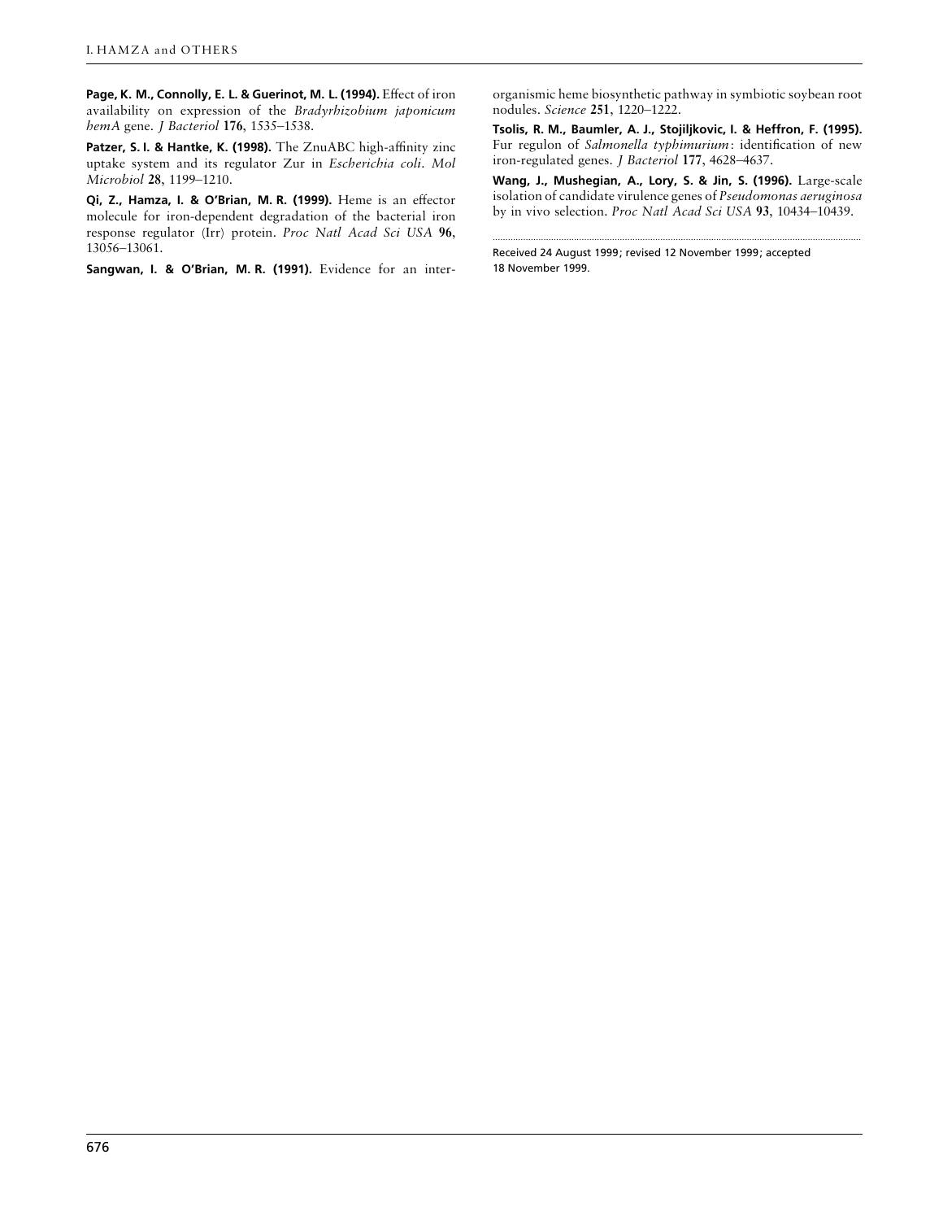**Page, K. M., Connolly, E. L. & Guerinot, M. L. (1994).** Effect of iron availability on expression of the *Bradyrhizobium japonicum hemA* gene. *J Bacteriol* **176**, 1535–1538.

**Patzer, S. I. & Hantke, K. (1998).** The ZnuABC high-affinity zinc uptake system and its regulator Zur in *Escherichia coli*. *Mol Microbiol* **28**, 1199–1210.

**Qi, Z., Hamza, I. & O'Brian, M. R. (1999).** Heme is an effector molecule for iron-dependent degradation of the bacterial iron response regulator (Irr) protein. *Proc Natl Acad Sci USA* **96**, 13056–13061.

**Sangwan, I. & O'Brian, M. R. (1991).** Evidence for an interorganismic heme biosynthetic pathway in symbiotic soybean root nodules. *Science* **251**, 1220–1222.

**Tsolis, R. M., Baumler, A. J., Stojiljkovic, I. & Heffron, F. (1995).** Fur regulon of *Salmonella typhimurium*: identification of new iron-regulated genes. *J Bacteriol* **177**, 4628–4637.

**Wang, J., Mushegian, A., Lory, S. & Jin, S. (1996).** Large-scale isolation of candidate virulence genes of *Pseudomonas aeruginosa* by in vivo selection. *Proc Natl Acad Sci USA* **93**, 10434–10439.

Received 24 August 1999; revised 12 November 1999; accepted 18 November 1999.